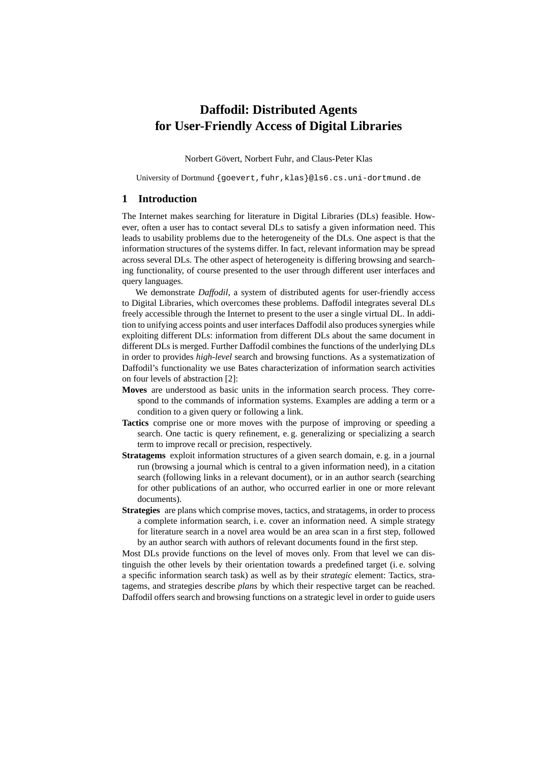# Daffodil: Distributed Agents for User-Friendly Access of Digital Libraries

Norbert Gövert, Norbert Fuhr, and Claus-Peter Klas

University of Dortmund {goevert,fuhr,klas}@ls6.cs.uni-dortmund.de

## 1 Introduction

The Internet makes searching for literature in Digital Libraries (DLs) feasible. However, often a user has to contact several DLs to satisfy a given information need. This leads to usability problems due to the heterogeneity of the DLs. One aspect is that the information structures of the systems differ. In fact, relevant information may be spread across several DLs. The other aspect of heterogeneity is differing browsing and searching functionality, of course presented to the user through different user interfaces and query languages.

We demonstrate *Daffodil*, a system of distributed agents for user-friendly access to Digital Libraries, which overcomes these problems. Daffodil integrates several DLs freely accessible through the Internet to present to the user a single virtual DL. In addition to unifying access points and user interfaces Daffodil also produces synergies while exploiting different DLs: information from different DLs about the same document in different DLs is merged. Further Daffodil combines the functions of the underlying DLs in order to provides *high-level* search and browsing functions. As a systematization of Daffodil's functionality we use Bates characterization of information search activities on four levels of abstraction [2]:

**Moves** are understood as basic units in the information search process. They correspond to the commands of information systems. Examples are adding a term or a condition to a given query or following a link.

**Tactics** comprise one or more moves with the purpose of improving or speeding a search. One tactic is query refinement, e. g. generalizing or specializing a search term to improve recall or precision, respectively.

**Stratagems** exploit information structures of a given search domain, e. g. in a journal run (browsing a journal which is central to a given information need), in a citation search (following links in a relevant document), or in an author search (searching for other publications of an author, who occurred earlier in one or more relevant documents).

**Strategies** are plans which comprise moves, tactics, and stratagems, in order to process a complete information search, i. e. cover an information need. A simple strategy for literature search in a novel area would be an area scan in a first step, followed by an author search with authors of relevant documents found in the first step.

Most DLs provide functions on the level of moves only. From that level we can distinguish the other levels by their orientation towards a predefined target (i. e. solving a specific information search task) as well as by their *strategic* element: Tactics, stratagems, and strategies describe *plans* by which their respective target can be reached. Daffodil offers search and browsing functions on a strategic level in order to guide users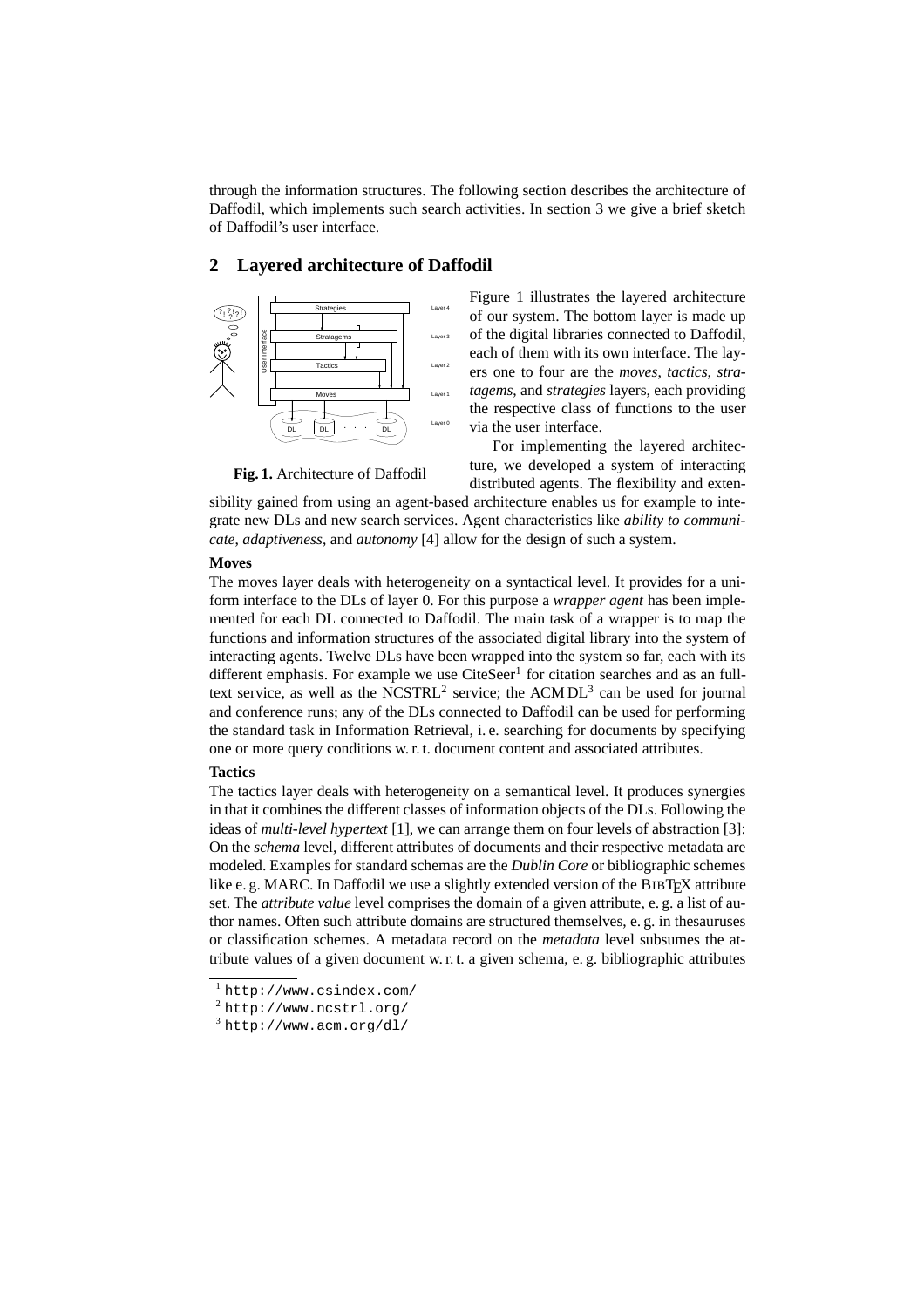through the information structures. The following section describes the architecture of Daffodil, which implements such search activities. In section 3 we give a brief sketch of Daffodil's user interface.

## 2 Layered architecture of Daffodil

**Fig. 1.** Architecture of Daffodil

Figure 1 illustrates the layered architecture of our system. The bottom layer is made up of the digital libraries connected to Daffodil, each of them with its own interface. The layers one to four are the *moves*, *tactics*, *stratagems*, and *strategies* layers, each providing the respective class of functions to the user via the user interface.

For implementing the layered architecture, we developed a system of interacting distributed agents. The flexibility and extensibility gained from using an agent-based architecture enables us for example to integrate new DLs and new search services. Agent characteristics like *ability to communicate*, *adaptiveness*, and *autonomy* [4] allow for the design of such a system.

**Moves**

The moves layer deals with heterogeneity on a syntactical level. It provides for a uniform interface to the DLs of layer 0. For this purpose a *wrapper agent* has been implemented for each DL connected to Daffodil. The main task of a wrapper is to map the functions and information structures of the associated digital library into the system of interacting agents. Twelve DLs have been wrapped into the system so far, each with its different emphasis. For example we use CiteSeer[1] for citation searches and as an full-text service, as well as the NCSTRL[2] service; the ACM DL[3] can be used for journal and conference runs; any of the DLs connected to Daffodil can be used for performing the standard task in Information Retrieval, i. e. searching for documents by specifying one or more query conditions w. r. t. document content and associated attributes.

**Tactics**

The tactics layer deals with heterogeneity on a semantical level. It produces synergies in that it combines the different classes of information objects of the DLs. Following the ideas of *multi-level hypertext* [1], we can arrange them on four levels of abstraction [3]: On the *schema* level, different attributes of documents and their respective metadata are modeled. Examples for standard schemas are the *Dublin Core* or bibliographic schemes like e. g. MARC. In Daffodil we use a slightly extended version of the BIBTEX attribute set. The *attribute value* level comprises the domain of a given attribute, e. g. a list of author names. Often such attribute domains are structured themselves, e. g. in thesauruses or classification schemes. A metadata record on the *metadata* level subsumes the attribute values of a given document w. r. t. a given schema, e. g. bibliographic attributes

---

[1] http://www.csindex.com/

[2] http://www.ncstrl.org/

[3] http://www.acm.org/dl/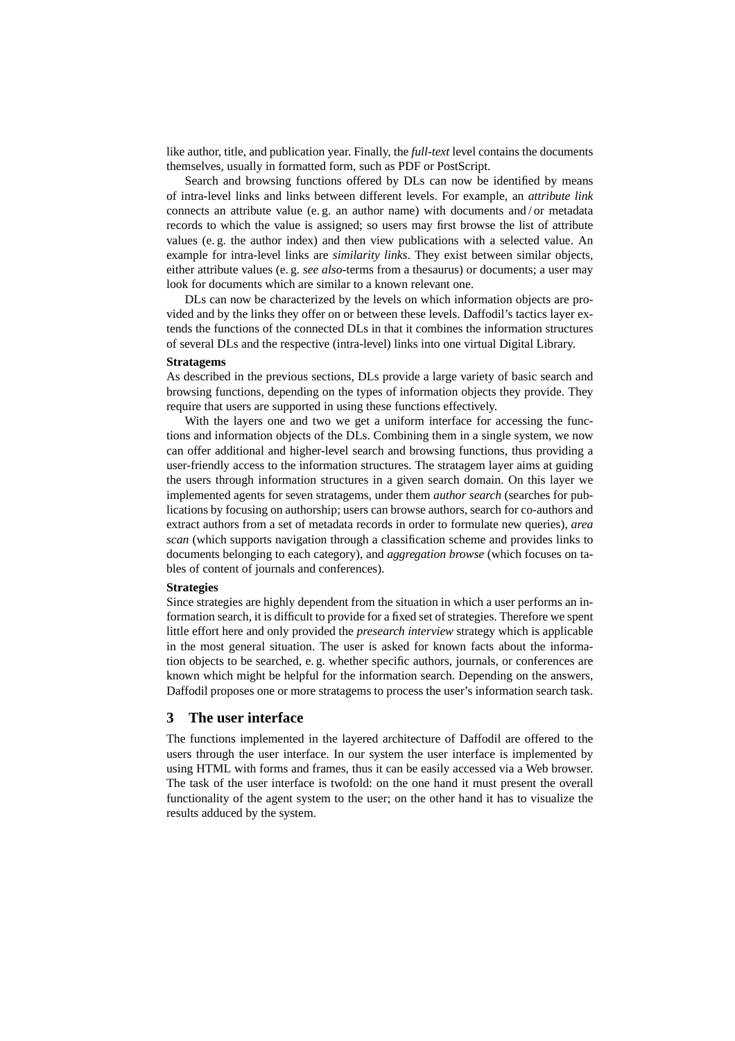like author, title, and publication year. Finally, the *full-text* level contains the documents themselves, usually in formatted form, such as PDF or PostScript.

Search and browsing functions offered by DLs can now be identified by means of intra-level links and links between different levels. For example, an *attribute link* connects an attribute value (e. g. an author name) with documents and / or metadata records to which the value is assigned; so users may first browse the list of attribute values (e. g. the author index) and then view publications with a selected value. An example for intra-level links are *similarity links*. They exist between similar objects, either attribute values (e. g. *see also*-terms from a thesaurus) or documents; a user may look for documents which are similar to a known relevant one.

DLs can now be characterized by the levels on which information objects are provided and by the links they offer on or between these levels. Daffodil's tactics layer extends the functions of the connected DLs in that it combines the information structures of several DLs and the respective (intra-level) links into one virtual Digital Library.

**Stratagems**

As described in the previous sections, DLs provide a large variety of basic search and browsing functions, depending on the types of information objects they provide. They require that users are supported in using these functions effectively.

With the layers one and two we get a uniform interface for accessing the functions and information objects of the DLs. Combining them in a single system, we now can offer additional and higher-level search and browsing functions, thus providing a user-friendly access to the information structures. The stratagem layer aims at guiding the users through information structures in a given search domain. On this layer we implemented agents for seven stratagems, under them *author search* (searches for publications by focusing on authorship; users can browse authors, search for co-authors and extract authors from a set of metadata records in order to formulate new queries), *area scan* (which supports navigation through a classification scheme and provides links to documents belonging to each category), and *aggregation browse* (which focuses on tables of content of journals and conferences).

**Strategies**

Since strategies are highly dependent from the situation in which a user performs an information search, it is difficult to provide for a fixed set of strategies. Therefore we spent little effort here and only provided the *presearch interview* strategy which is applicable in the most general situation. The user is asked for known facts about the information objects to be searched, e. g. whether specific authors, journals, or conferences are known which might be helpful for the information search. Depending on the answers, Daffodil proposes one or more stratagems to process the user's information search task.

## 3 The user interface

The functions implemented in the layered architecture of Daffodil are offered to the users through the user interface. In our system the user interface is implemented by using HTML with forms and frames, thus it can be easily accessed via a Web browser. The task of the user interface is twofold: on the one hand it must present the overall functionality of the agent system to the user; on the other hand it has to visualize the results adduced by the system.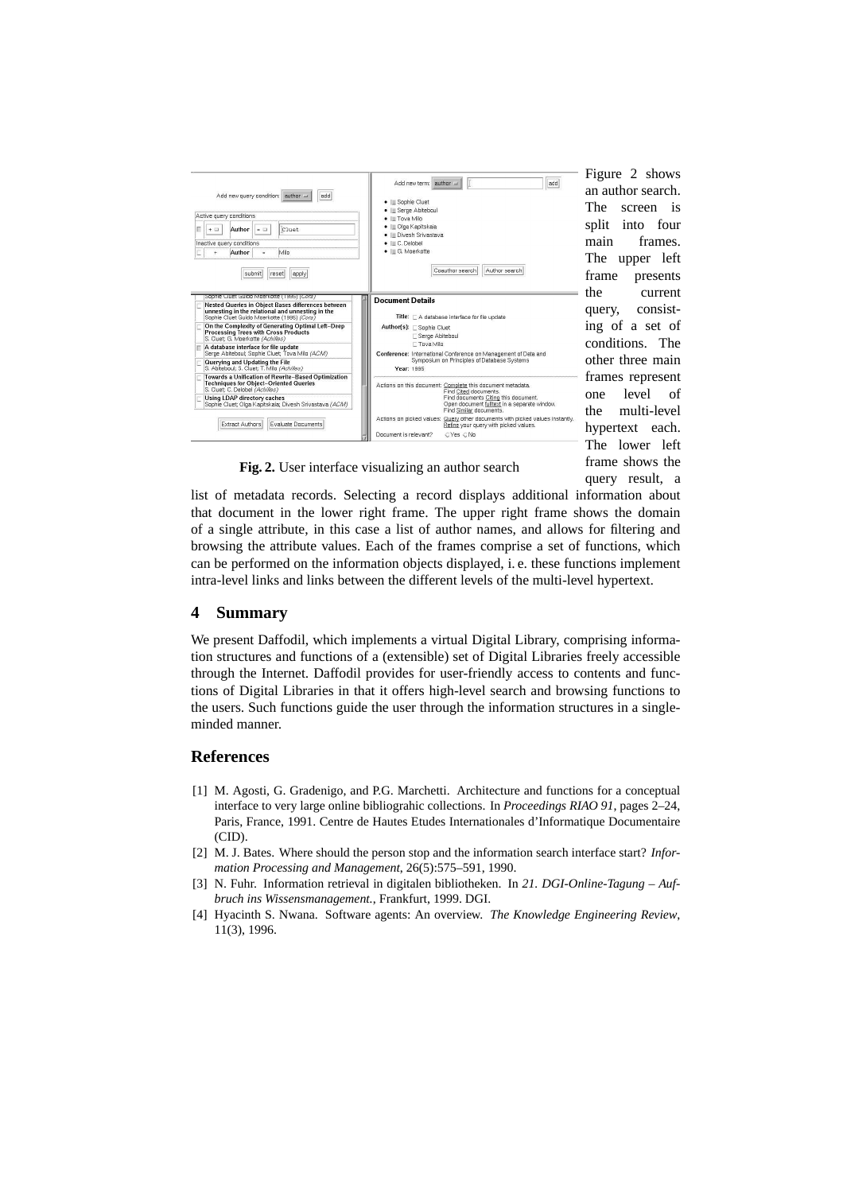Figure 2 shows an author search. The screen is split into four main frames. The upper left frame presents the current query, consisting of a set of conditions. The other three main frames represent one level of the multi-level hypertext each. The lower left frame shows the query result, a list of metadata records. Selecting a record displays additional information about that document in the lower right frame. The upper right frame shows the domain of a single attribute, in this case a list of author names, and allows for filtering and browsing the attribute values. Each of the frames comprise a set of functions, which can be performed on the information objects displayed, i. e. these functions implement intra-level links and links between the different levels of the multi-level hypertext.

**Fig. 2.** User interface visualizing an author search

## 4 Summary

We present Daffodil, which implements a virtual Digital Library, comprising information structures and functions of a (extensible) set of Digital Libraries freely accessible through the Internet. Daffodil provides for user-friendly access to contents and functions of Digital Libraries in that it offers high-level search and browsing functions to the users. Such functions guide the user through the information structures in a single-minded manner.

## References

[1] M. Agosti, G. Gradenigo, and P.G. Marchetti. Architecture and functions for a conceptual interface to very large online bibliograhic collections. In *Proceedings RIAO 91*, pages 2–24, Paris, France, 1991. Centre de Hautes Etudes Internationales d'Informatique Documentaire (CID).

[2] M. J. Bates. Where should the person stop and the information search interface start? *Information Processing and Management*, 26(5):575–591, 1990.

[3] N. Fuhr. Information retrieval in digitalen bibliotheken. In *21. DGI-Online-Tagung – Aufbruch ins Wissensmanagement.*, Frankfurt, 1999. DGI.

[4] Hyacinth S. Nwana. Software agents: An overview. *The Knowledge Engineering Review*, 11(3), 1996.